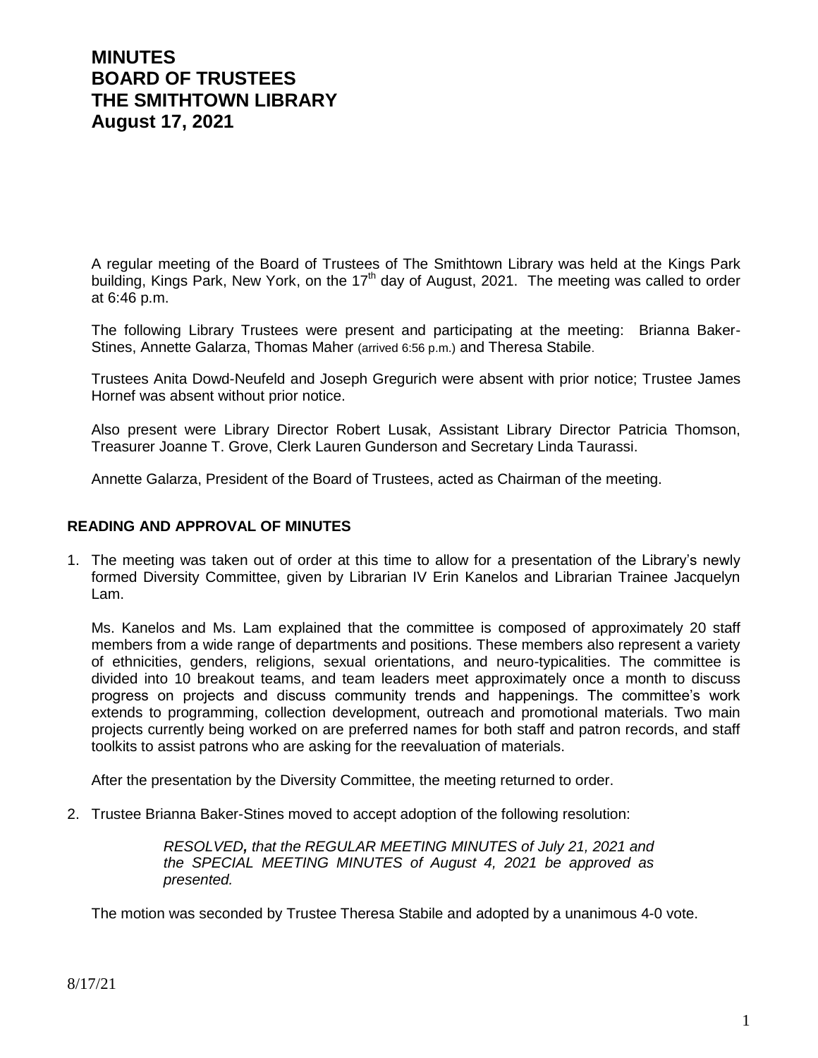# MINUTES
# BOARD OF TRUSTEES
# THE SMITHTOWN LIBRARY
# August 17, 2021

A regular meeting of the Board of Trustees of The Smithtown Library was held at the Kings Park building, Kings Park, New York, on the 17th day of August, 2021. The meeting was called to order at 6:46 p.m.

The following Library Trustees were present and participating at the meeting: Brianna Baker-Stines, Annette Galarza, Thomas Maher (arrived 6:56 p.m.) and Theresa Stabile.

Trustees Anita Dowd-Neufeld and Joseph Gregurich were absent with prior notice; Trustee James Hornef was absent without prior notice.

Also present were Library Director Robert Lusak, Assistant Library Director Patricia Thomson, Treasurer Joanne T. Grove, Clerk Lauren Gunderson and Secretary Linda Taurassi.

Annette Galarza, President of the Board of Trustees, acted as Chairman of the meeting.

## READING AND APPROVAL OF MINUTES

1. The meeting was taken out of order at this time to allow for a presentation of the Library's newly formed Diversity Committee, given by Librarian IV Erin Kanelos and Librarian Trainee Jacquelyn Lam.

   Ms. Kanelos and Ms. Lam explained that the committee is composed of approximately 20 staff members from a wide range of departments and positions. These members also represent a variety of ethnicities, genders, religions, sexual orientations, and neuro-typicalities. The committee is divided into 10 breakout teams, and team leaders meet approximately once a month to discuss progress on projects and discuss community trends and happenings. The committee's work extends to programming, collection development, outreach and promotional materials. Two main projects currently being worked on are preferred names for both staff and patron records, and staff toolkits to assist patrons who are asking for the reevaluation of materials.

   After the presentation by the Diversity Committee, the meeting returned to order.

2. Trustee Brianna Baker-Stines moved to accept adoption of the following resolution:

   > *RESOLVED, that the REGULAR MEETING MINUTES of July 21, 2021 and the SPECIAL MEETING MINUTES of August 4, 2021 be approved as presented.*

   The motion was seconded by Trustee Theresa Stabile and adopted by a unanimous 4-0 vote.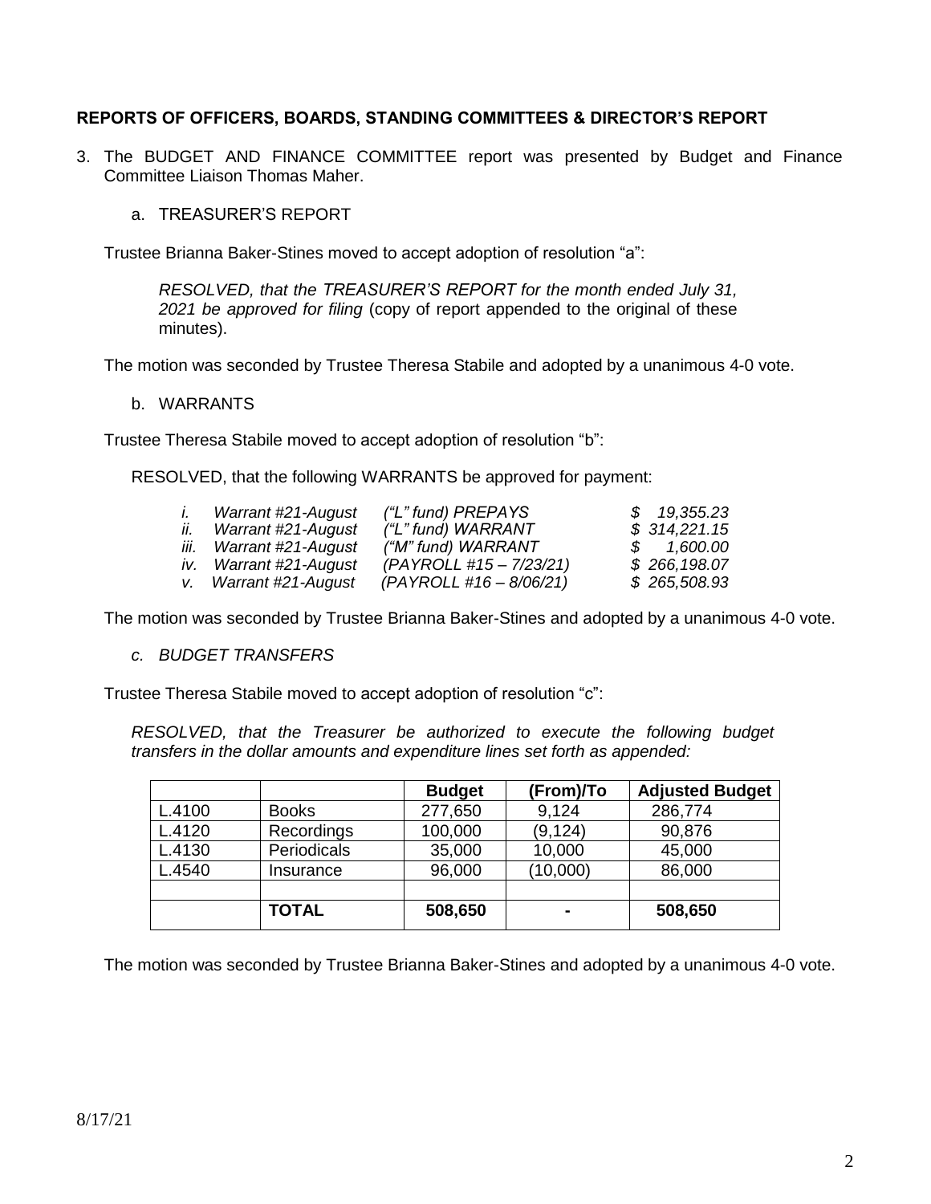## REPORTS OF OFFICERS, BOARDS, STANDING COMMITTEES & DIRECTOR'S REPORT

3. The BUDGET AND FINANCE COMMITTEE report was presented by Budget and Finance Committee Liaison Thomas Maher.

   a. TREASURER'S REPORT

Trustee Brianna Baker-Stines moved to accept adoption of resolution "a":

> *RESOLVED, that the TREASURER'S REPORT for the month ended July 31, 2021 be approved for filing* (copy of report appended to the original of these minutes).

The motion was seconded by Trustee Theresa Stabile and adopted by a unanimous 4-0 vote.

   b. WARRANTS

Trustee Theresa Stabile moved to accept adoption of resolution "b":

RESOLVED, that the following WARRANTS be approved for payment:

*i. Warrant #21-August ("L" fund) PREPAYS $ 19,355.23*
*ii. Warrant #21-August ("L" fund) WARRANT $ 314,221.15*
*iii. Warrant #21-August ("M" fund) WARRANT $ 1,600.00*
*iv. Warrant #21-August (PAYROLL #15 – 7/23/21) $ 266,198.07*
*v. Warrant #21-August (PAYROLL #16 – 8/06/21) $ 265,508.93*

The motion was seconded by Trustee Brianna Baker-Stines and adopted by a unanimous 4-0 vote.

   *c. BUDGET TRANSFERS*

Trustee Theresa Stabile moved to accept adoption of resolution "c":

*RESOLVED, that the Treasurer be authorized to execute the following budget transfers in the dollar amounts and expenditure lines set forth as appended:*

| | | **Budget** | **(From)/To** | **Adjusted Budget** |
|---|---|---|---|---|
| L.4100 | Books | 277,650 | 9,124 | 286,774 |
| L.4120 | Recordings | 100,000 | (9,124) | 90,876 |
| L.4130 | Periodicals | 35,000 | 10,000 | 45,000 |
| L.4540 | Insurance | 96,000 | (10,000) | 86,000 |
| | | | | |
| | **TOTAL** | **508,650** | **-** | **508,650** |

The motion was seconded by Trustee Brianna Baker-Stines and adopted by a unanimous 4-0 vote.

8/17/21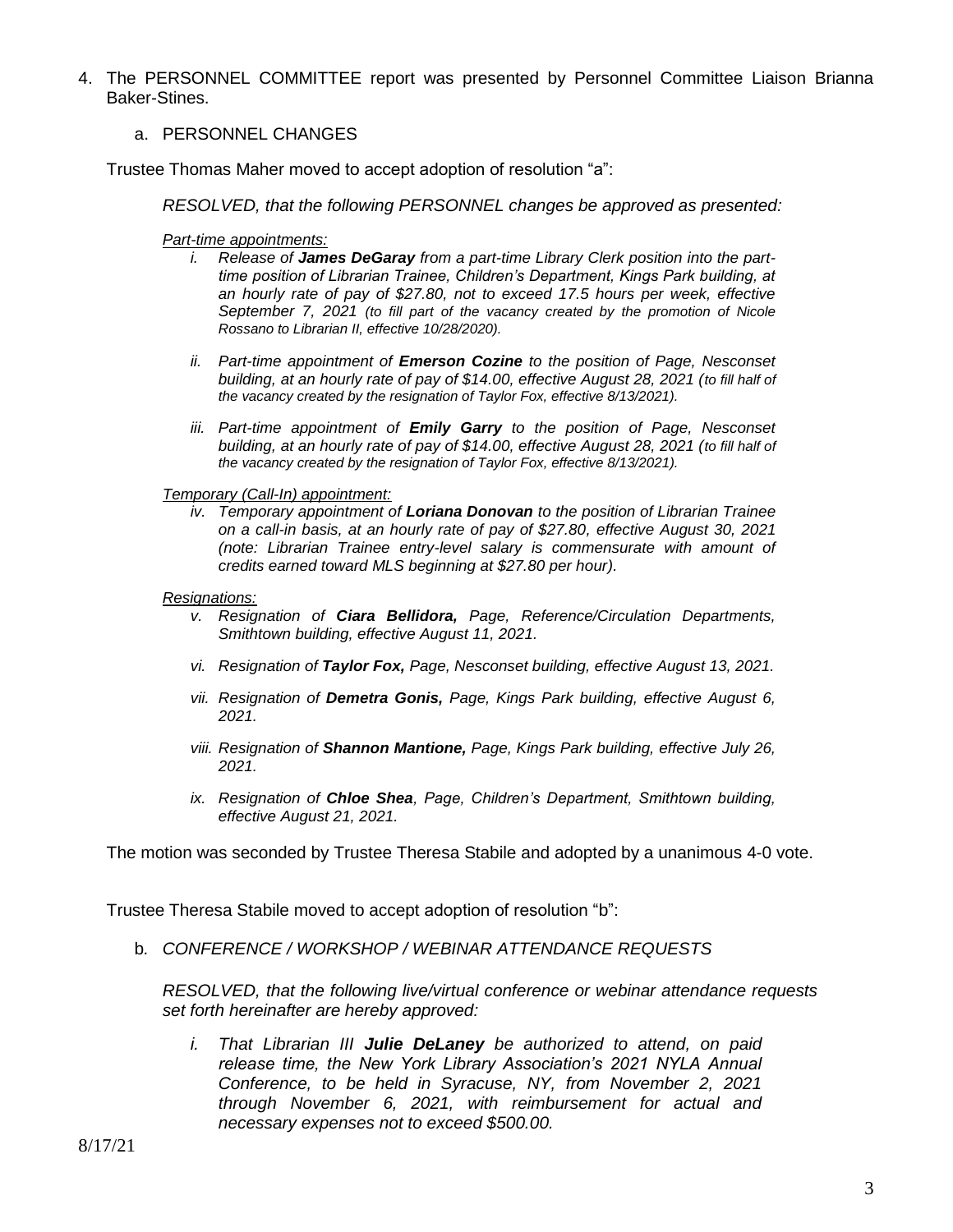4. The PERSONNEL COMMITTEE report was presented by Personnel Committee Liaison Brianna Baker-Stines.

   a. PERSONNEL CHANGES

Trustee Thomas Maher moved to accept adoption of resolution "a":

*RESOLVED, that the following PERSONNEL changes be approved as presented:*

*Part-time appointments:*

*i. Release of **James DeGaray** from a part-time Library Clerk position into the part-time position of Librarian Trainee, Children's Department, Kings Park building, at an hourly rate of pay of $27.80, not to exceed 17.5 hours per week, effective September 7, 2021 (to fill part of the vacancy created by the promotion of Nicole Rossano to Librarian II, effective 10/28/2020).*

*ii. Part-time appointment of **Emerson Cozine** to the position of Page, Nesconset building, at an hourly rate of pay of $14.00, effective August 28, 2021 (to fill half of the vacancy created by the resignation of Taylor Fox, effective 8/13/2021).*

*iii. Part-time appointment of **Emily Garry** to the position of Page, Nesconset building, at an hourly rate of pay of $14.00, effective August 28, 2021 (to fill half of the vacancy created by the resignation of Taylor Fox, effective 8/13/2021).*

*Temporary (Call-In) appointment:*

*iv. Temporary appointment of **Loriana Donovan** to the position of Librarian Trainee on a call-in basis, at an hourly rate of pay of $27.80, effective August 30, 2021 (note: Librarian Trainee entry-level salary is commensurate with amount of credits earned toward MLS beginning at $27.80 per hour).*

*Resignations:*

*v. Resignation of **Ciara Bellidora,** Page, Reference/Circulation Departments, Smithtown building, effective August 11, 2021.*

*vi. Resignation of **Taylor Fox,** Page, Nesconset building, effective August 13, 2021.*

*vii. Resignation of **Demetra Gonis,** Page, Kings Park building, effective August 6, 2021.*

*viii. Resignation of **Shannon Mantione,** Page, Kings Park building, effective July 26, 2021.*

*ix. Resignation of **Chloe Shea**, Page, Children's Department, Smithtown building, effective August 21, 2021.*

The motion was seconded by Trustee Theresa Stabile and adopted by a unanimous 4-0 vote.

Trustee Theresa Stabile moved to accept adoption of resolution "b":

b. *CONFERENCE / WORKSHOP / WEBINAR ATTENDANCE REQUESTS*

*RESOLVED, that the following live/virtual conference or webinar attendance requests set forth hereinafter are hereby approved:*

*i. That Librarian III **Julie DeLaney** be authorized to attend, on paid release time, the New York Library Association's 2021 NYLA Annual Conference, to be held in Syracuse, NY, from November 2, 2021 through November 6, 2021, with reimbursement for actual and necessary expenses not to exceed $500.00.*

8/17/21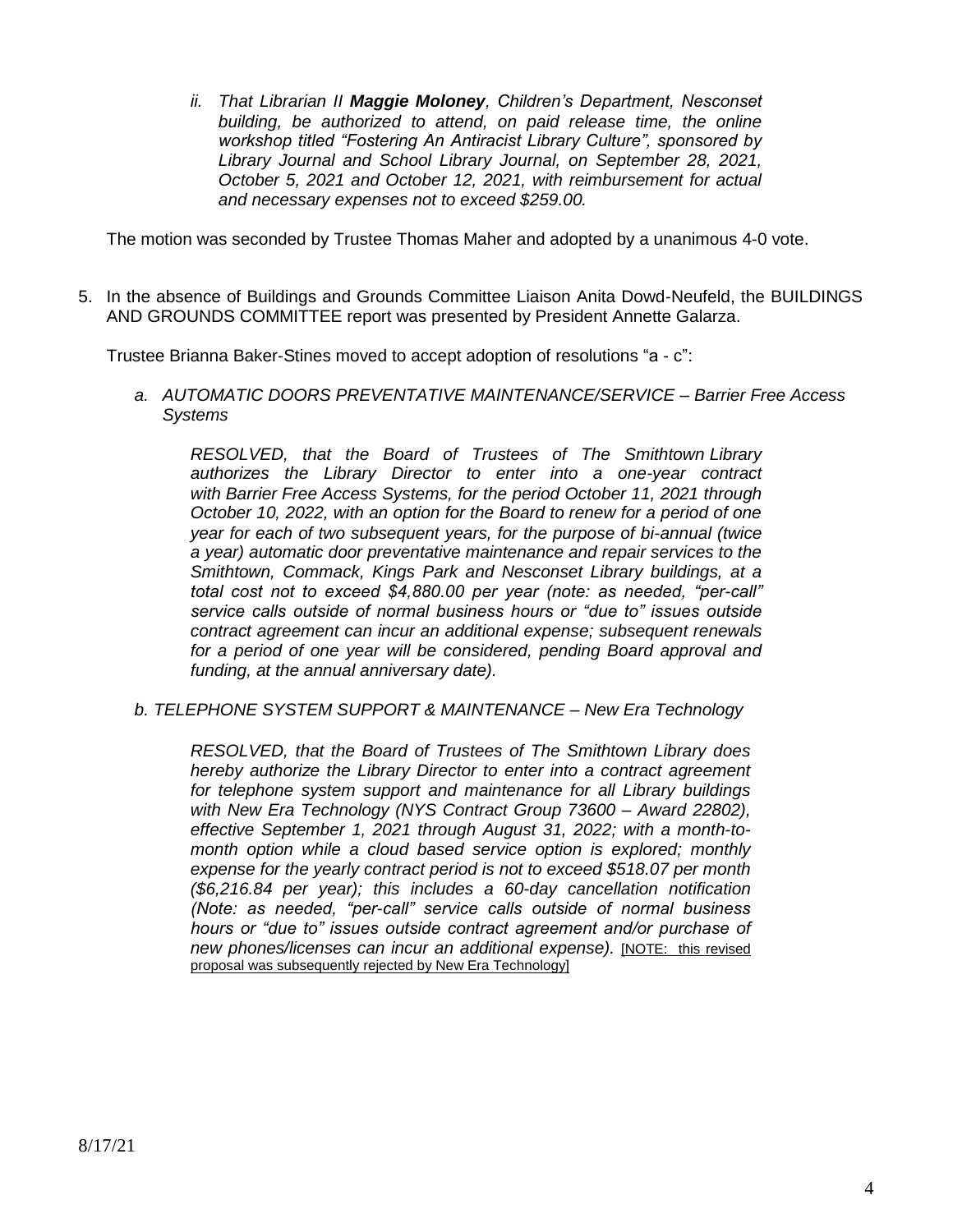*ii. That Librarian II **Maggie Moloney**, Children's Department, Nesconset building, be authorized to attend, on paid release time, the online workshop titled "Fostering An Antiracist Library Culture", sponsored by Library Journal and School Library Journal, on September 28, 2021, October 5, 2021 and October 12, 2021, with reimbursement for actual and necessary expenses not to exceed $259.00.*

The motion was seconded by Trustee Thomas Maher and adopted by a unanimous 4-0 vote.

5. In the absence of Buildings and Grounds Committee Liaison Anita Dowd-Neufeld, the BUILDINGS AND GROUNDS COMMITTEE report was presented by President Annette Galarza.

Trustee Brianna Baker-Stines moved to accept adoption of resolutions "a - c":

*a. AUTOMATIC DOORS PREVENTATIVE MAINTENANCE/SERVICE – Barrier Free Access Systems*

*RESOLVED, that the Board of Trustees of The Smithtown Library authorizes the Library Director to enter into a one-year contract with Barrier Free Access Systems, for the period October 11, 2021 through October 10, 2022, with an option for the Board to renew for a period of one year for each of two subsequent years, for the purpose of bi-annual (twice a year) automatic door preventative maintenance and repair services to the Smithtown, Commack, Kings Park and Nesconset Library buildings, at a total cost not to exceed $4,880.00 per year (note: as needed, "per-call" service calls outside of normal business hours or "due to" issues outside contract agreement can incur an additional expense; subsequent renewals for a period of one year will be considered, pending Board approval and funding, at the annual anniversary date).*

*b. TELEPHONE SYSTEM SUPPORT & MAINTENANCE – New Era Technology*

*RESOLVED, that the Board of Trustees of The Smithtown Library does hereby authorize the Library Director to enter into a contract agreement for telephone system support and maintenance for all Library buildings with New Era Technology (NYS Contract Group 73600 – Award 22802), effective September 1, 2021 through August 31, 2022; with a month-to-month option while a cloud based service option is explored; monthly expense for the yearly contract period is not to exceed $518.07 per month ($6,216.84 per year); this includes a 60-day cancellation notification (Note: as needed, "per-call" service calls outside of normal business hours or "due to" issues outside contract agreement and/or purchase of new phones/licenses can incur an additional expense).* <u>[NOTE: this revised proposal was subsequently rejected by New Era Technology]</u>

8/17/21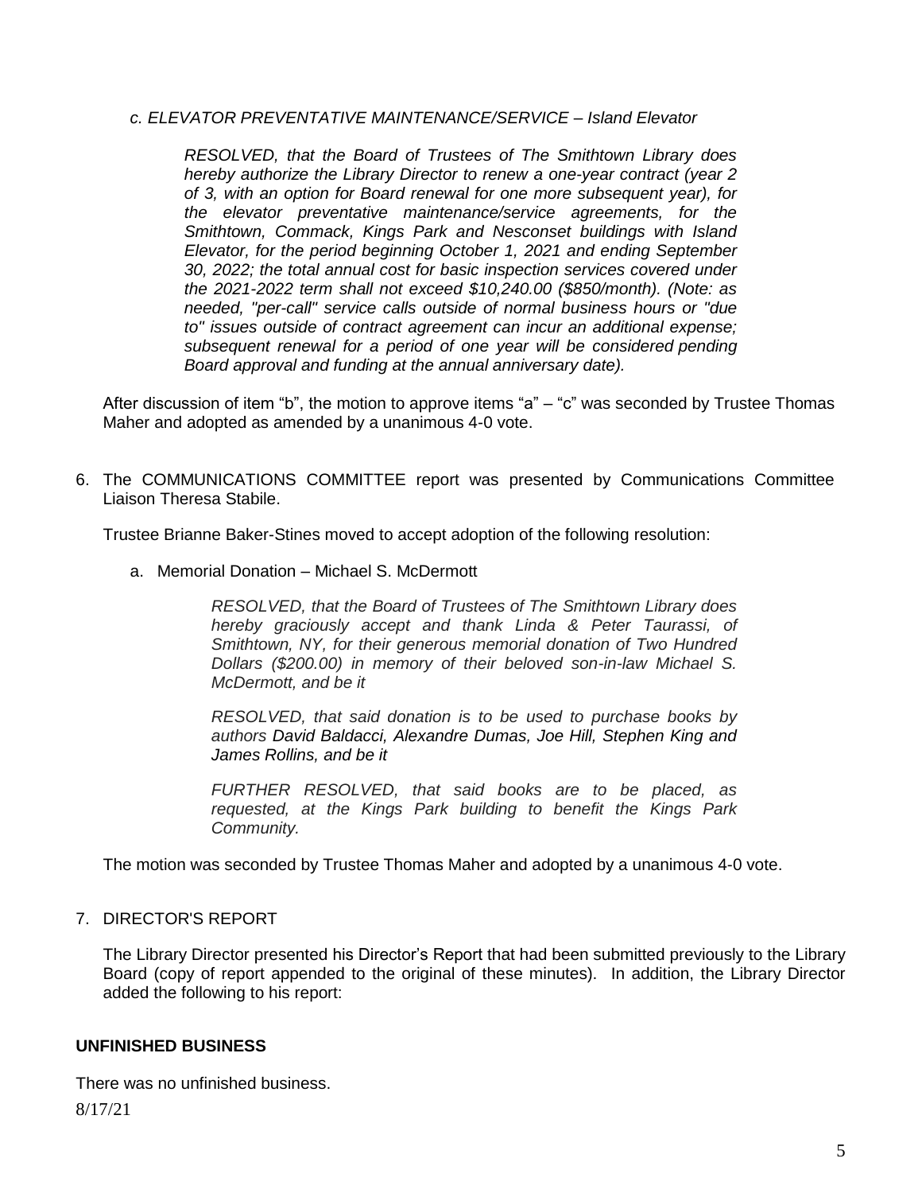*c. ELEVATOR PREVENTATIVE MAINTENANCE/SERVICE – Island Elevator*

> *RESOLVED, that the Board of Trustees of The Smithtown Library does hereby authorize the Library Director to renew a one-year contract (year 2 of 3, with an option for Board renewal for one more subsequent year), for the elevator preventative maintenance/service agreements, for the Smithtown, Commack, Kings Park and Nesconset buildings with Island Elevator, for the period beginning October 1, 2021 and ending September 30, 2022; the total annual cost for basic inspection services covered under the 2021-2022 term shall not exceed $10,240.00 ($850/month). (Note: as needed, "per-call" service calls outside of normal business hours or "due to" issues outside of contract agreement can incur an additional expense; subsequent renewal for a period of one year will be considered pending Board approval and funding at the annual anniversary date).*

After discussion of item "b", the motion to approve items "a" – "c" was seconded by Trustee Thomas Maher and adopted as amended by a unanimous 4-0 vote.

6. The COMMUNICATIONS COMMITTEE report was presented by Communications Committee Liaison Theresa Stabile.

   Trustee Brianne Baker-Stines moved to accept adoption of the following resolution:

   a. Memorial Donation – Michael S. McDermott

      > *RESOLVED, that the Board of Trustees of The Smithtown Library does hereby graciously accept and thank Linda & Peter Taurassi, of Smithtown, NY, for their generous memorial donation of Two Hundred Dollars ($200.00) in memory of their beloved son-in-law Michael S. McDermott, and be it*
      >
      > *RESOLVED, that said donation is to be used to purchase books by authors David Baldacci, Alexandre Dumas, Joe Hill, Stephen King and James Rollins, and be it*
      >
      > *FURTHER RESOLVED, that said books are to be placed, as requested, at the Kings Park building to benefit the Kings Park Community.*

   The motion was seconded by Trustee Thomas Maher and adopted by a unanimous 4-0 vote.

7. DIRECTOR'S REPORT

   The Library Director presented his Director's Report that had been submitted previously to the Library Board (copy of report appended to the original of these minutes). In addition, the Library Director added the following to his report:

**UNFINISHED BUSINESS**

There was no unfinished business.

8/17/21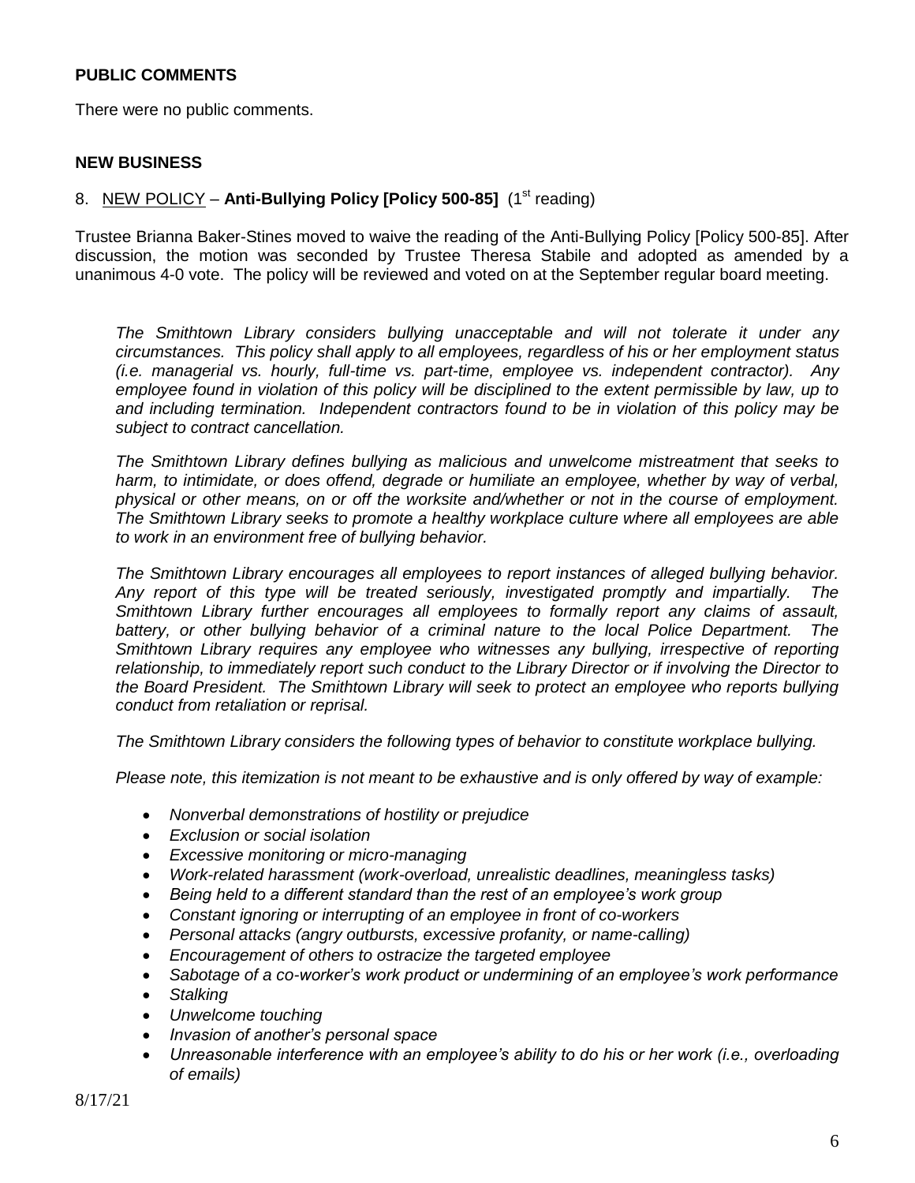**PUBLIC COMMENTS**

There were no public comments.

**NEW BUSINESS**

8. NEW POLICY – **Anti-Bullying Policy [Policy 500-85]** (1st reading)

Trustee Brianna Baker-Stines moved to waive the reading of the Anti-Bullying Policy [Policy 500-85]. After discussion, the motion was seconded by Trustee Theresa Stabile and adopted as amended by a unanimous 4-0 vote. The policy will be reviewed and voted on at the September regular board meeting.

*The Smithtown Library considers bullying unacceptable and will not tolerate it under any circumstances. This policy shall apply to all employees, regardless of his or her employment status (i.e. managerial vs. hourly, full-time vs. part-time, employee vs. independent contractor). Any employee found in violation of this policy will be disciplined to the extent permissible by law, up to and including termination. Independent contractors found to be in violation of this policy may be subject to contract cancellation.*

*The Smithtown Library defines bullying as malicious and unwelcome mistreatment that seeks to harm, to intimidate, or does offend, degrade or humiliate an employee, whether by way of verbal, physical or other means, on or off the worksite and/whether or not in the course of employment. The Smithtown Library seeks to promote a healthy workplace culture where all employees are able to work in an environment free of bullying behavior.*

*The Smithtown Library encourages all employees to report instances of alleged bullying behavior. Any report of this type will be treated seriously, investigated promptly and impartially. The Smithtown Library further encourages all employees to formally report any claims of assault, battery, or other bullying behavior of a criminal nature to the local Police Department. The Smithtown Library requires any employee who witnesses any bullying, irrespective of reporting relationship, to immediately report such conduct to the Library Director or if involving the Director to the Board President. The Smithtown Library will seek to protect an employee who reports bullying conduct from retaliation or reprisal.*

*The Smithtown Library considers the following types of behavior to constitute workplace bullying.*

*Please note, this itemization is not meant to be exhaustive and is only offered by way of example:*

- *Nonverbal demonstrations of hostility or prejudice*
- *Exclusion or social isolation*
- *Excessive monitoring or micro-managing*
- *Work-related harassment (work-overload, unrealistic deadlines, meaningless tasks)*
- *Being held to a different standard than the rest of an employee's work group*
- *Constant ignoring or interrupting of an employee in front of co-workers*
- *Personal attacks (angry outbursts, excessive profanity, or name-calling)*
- *Encouragement of others to ostracize the targeted employee*
- *Sabotage of a co-worker's work product or undermining of an employee's work performance*
- *Stalking*
- *Unwelcome touching*
- *Invasion of another's personal space*
- *Unreasonable interference with an employee's ability to do his or her work (i.e., overloading of emails)*

8/17/21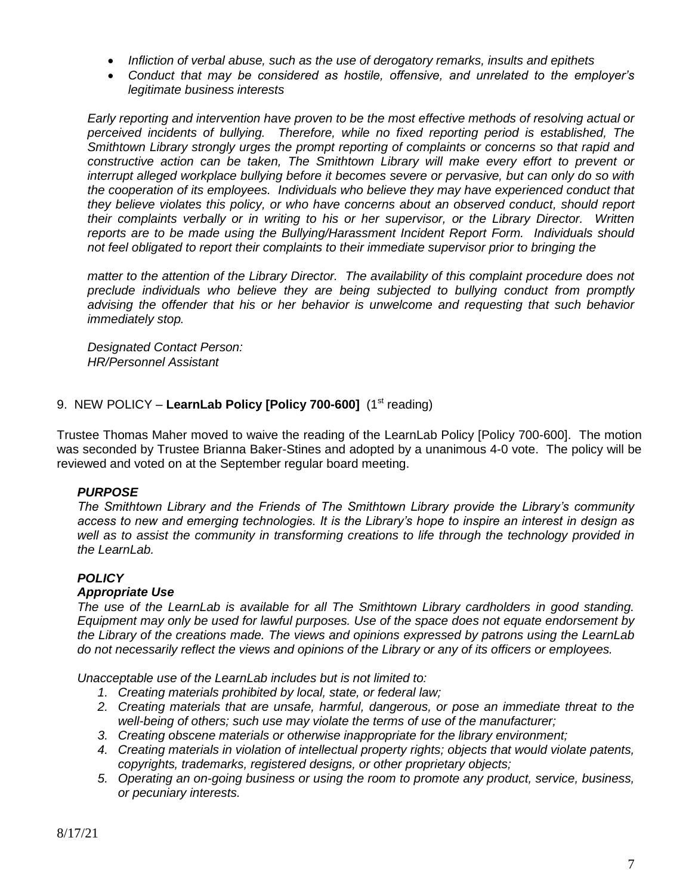- *Infliction of verbal abuse, such as the use of derogatory remarks, insults and epithets*
- *Conduct that may be considered as hostile, offensive, and unrelated to the employer's legitimate business interests*

*Early reporting and intervention have proven to be the most effective methods of resolving actual or perceived incidents of bullying. Therefore, while no fixed reporting period is established, The Smithtown Library strongly urges the prompt reporting of complaints or concerns so that rapid and constructive action can be taken, The Smithtown Library will make every effort to prevent or interrupt alleged workplace bullying before it becomes severe or pervasive, but can only do so with the cooperation of its employees. Individuals who believe they may have experienced conduct that they believe violates this policy, or who have concerns about an observed conduct, should report their complaints verbally or in writing to his or her supervisor, or the Library Director. Written reports are to be made using the Bullying/Harassment Incident Report Form. Individuals should not feel obligated to report their complaints to their immediate supervisor prior to bringing the*

*matter to the attention of the Library Director. The availability of this complaint procedure does not preclude individuals who believe they are being subjected to bullying conduct from promptly advising the offender that his or her behavior is unwelcome and requesting that such behavior immediately stop.*

*Designated Contact Person:*
*HR/Personnel Assistant*

9. NEW POLICY – **LearnLab Policy [Policy 700-600]** (1st reading)

Trustee Thomas Maher moved to waive the reading of the LearnLab Policy [Policy 700-600]. The motion was seconded by Trustee Brianna Baker-Stines and adopted by a unanimous 4-0 vote. The policy will be reviewed and voted on at the September regular board meeting.

***PURPOSE***

*The Smithtown Library and the Friends of The Smithtown Library provide the Library's community access to new and emerging technologies. It is the Library's hope to inspire an interest in design as well as to assist the community in transforming creations to life through the technology provided in the LearnLab.*

***POLICY***

***Appropriate Use***

*The use of the LearnLab is available for all The Smithtown Library cardholders in good standing. Equipment may only be used for lawful purposes. Use of the space does not equate endorsement by the Library of the creations made. The views and opinions expressed by patrons using the LearnLab do not necessarily reflect the views and opinions of the Library or any of its officers or employees.*

*Unacceptable use of the LearnLab includes but is not limited to:*

1. *Creating materials prohibited by local, state, or federal law;*
2. *Creating materials that are unsafe, harmful, dangerous, or pose an immediate threat to the well-being of others; such use may violate the terms of use of the manufacturer;*
3. *Creating obscene materials or otherwise inappropriate for the library environment;*
4. *Creating materials in violation of intellectual property rights; objects that would violate patents, copyrights, trademarks, registered designs, or other proprietary objects;*
5. *Operating an on-going business or using the room to promote any product, service, business, or pecuniary interests.*

8/17/21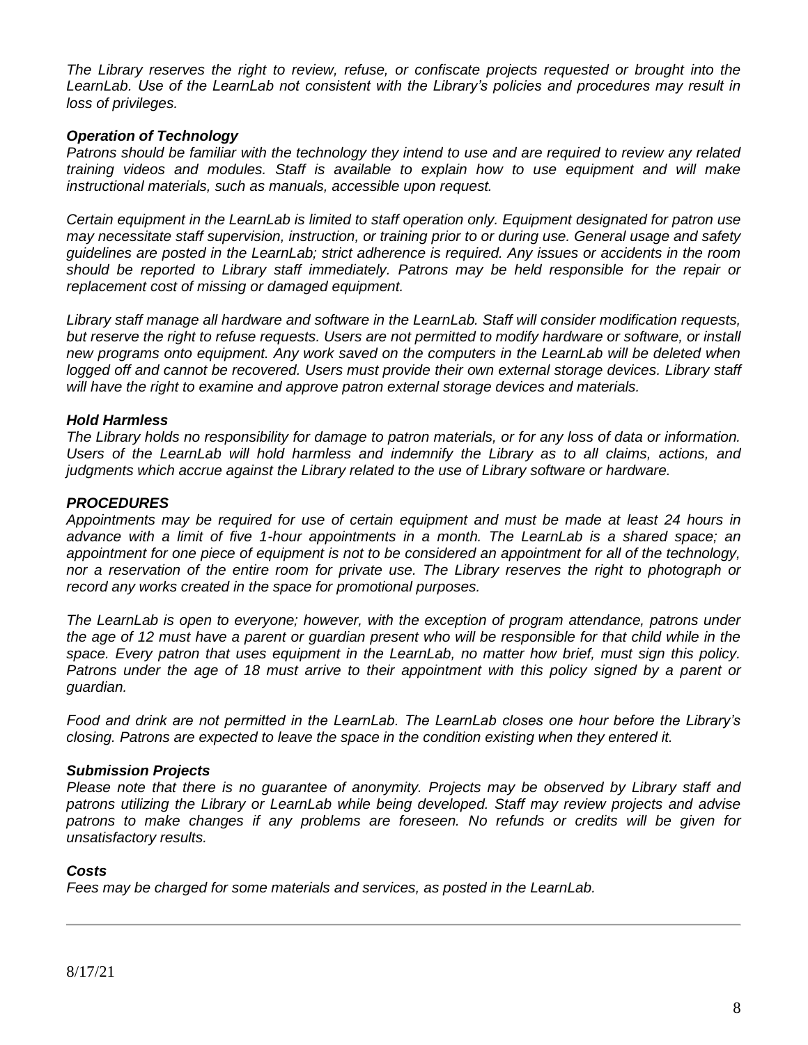*The Library reserves the right to review, refuse, or confiscate projects requested or brought into the LearnLab. Use of the LearnLab not consistent with the Library's policies and procedures may result in loss of privileges.*

***Operation of Technology***

*Patrons should be familiar with the technology they intend to use and are required to review any related training videos and modules. Staff is available to explain how to use equipment and will make instructional materials, such as manuals, accessible upon request.*

*Certain equipment in the LearnLab is limited to staff operation only. Equipment designated for patron use may necessitate staff supervision, instruction, or training prior to or during use. General usage and safety guidelines are posted in the LearnLab; strict adherence is required. Any issues or accidents in the room should be reported to Library staff immediately. Patrons may be held responsible for the repair or replacement cost of missing or damaged equipment.*

*Library staff manage all hardware and software in the LearnLab. Staff will consider modification requests, but reserve the right to refuse requests. Users are not permitted to modify hardware or software, or install new programs onto equipment. Any work saved on the computers in the LearnLab will be deleted when logged off and cannot be recovered. Users must provide their own external storage devices. Library staff will have the right to examine and approve patron external storage devices and materials.*

***Hold Harmless***

*The Library holds no responsibility for damage to patron materials, or for any loss of data or information. Users of the LearnLab will hold harmless and indemnify the Library as to all claims, actions, and judgments which accrue against the Library related to the use of Library software or hardware.*

***PROCEDURES***

*Appointments may be required for use of certain equipment and must be made at least 24 hours in advance with a limit of five 1-hour appointments in a month. The LearnLab is a shared space; an appointment for one piece of equipment is not to be considered an appointment for all of the technology, nor a reservation of the entire room for private use. The Library reserves the right to photograph or record any works created in the space for promotional purposes.*

*The LearnLab is open to everyone; however, with the exception of program attendance, patrons under the age of 12 must have a parent or guardian present who will be responsible for that child while in the space. Every patron that uses equipment in the LearnLab, no matter how brief, must sign this policy. Patrons under the age of 18 must arrive to their appointment with this policy signed by a parent or guardian.*

*Food and drink are not permitted in the LearnLab. The LearnLab closes one hour before the Library's closing. Patrons are expected to leave the space in the condition existing when they entered it.*

***Submission Projects***

*Please note that there is no guarantee of anonymity. Projects may be observed by Library staff and patrons utilizing the Library or LearnLab while being developed. Staff may review projects and advise patrons to make changes if any problems are foreseen. No refunds or credits will be given for unsatisfactory results.*

***Costs***

*Fees may be charged for some materials and services, as posted in the LearnLab.*

---

8/17/21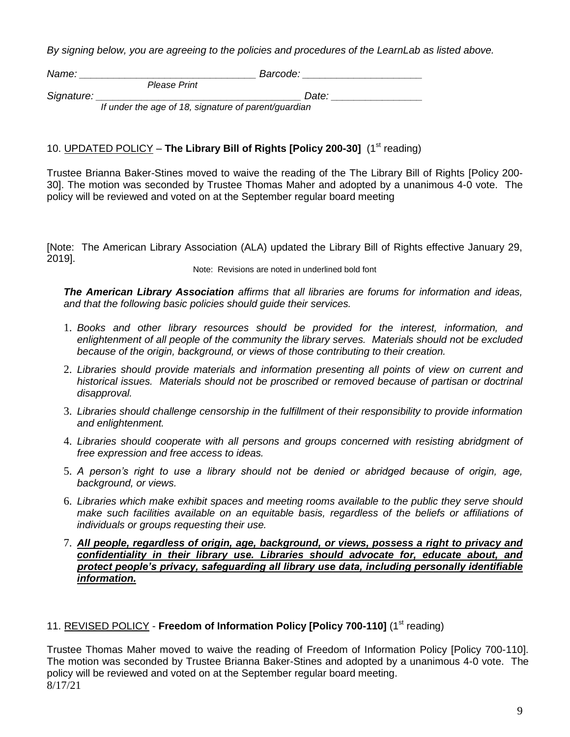*By signing below, you are agreeing to the policies and procedures of the LearnLab as listed above.*

*Name:* _______________________________ *Barcode:* _____________________
*Please Print*

*Signature:* ___________________________________ *Date:* ________________
*If under the age of 18, signature of parent/guardian*

10. UPDATED POLICY – **The Library Bill of Rights [Policy 200-30]** (1st reading)

Trustee Brianna Baker-Stines moved to waive the reading of the The Library Bill of Rights [Policy 200-30]. The motion was seconded by Trustee Thomas Maher and adopted by a unanimous 4-0 vote. The policy will be reviewed and voted on at the September regular board meeting

[Note: The American Library Association (ALA) updated the Library Bill of Rights effective January 29, 2019].

Note: Revisions are noted in underlined bold font

***The American Library Association** affirms that all libraries are forums for information and ideas, and that the following basic policies should guide their services.*

1. *Books and other library resources should be provided for the interest, information, and enlightenment of all people of the community the library serves. Materials should not be excluded because of the origin, background, or views of those contributing to their creation.*
2. *Libraries should provide materials and information presenting all points of view on current and historical issues. Materials should not be proscribed or removed because of partisan or doctrinal disapproval.*
3. *Libraries should challenge censorship in the fulfillment of their responsibility to provide information and enlightenment.*
4. *Libraries should cooperate with all persons and groups concerned with resisting abridgment of free expression and free access to ideas.*
5. *A person's right to use a library should not be denied or abridged because of origin, age, background, or views.*
6. *Libraries which make exhibit spaces and meeting rooms available to the public they serve should make such facilities available on an equitable basis, regardless of the beliefs or affiliations of individuals or groups requesting their use.*
7. ***All people, regardless of origin, age, background, or views, possess a right to privacy and confidentiality in their library use. Libraries should advocate for, educate about, and protect people's privacy, safeguarding all library use data, including personally identifiable information.***

11. REVISED POLICY - **Freedom of Information Policy [Policy 700-110]** (1st reading)

Trustee Thomas Maher moved to waive the reading of Freedom of Information Policy [Policy 700-110]. The motion was seconded by Trustee Brianna Baker-Stines and adopted by a unanimous 4-0 vote. The policy will be reviewed and voted on at the September regular board meeting.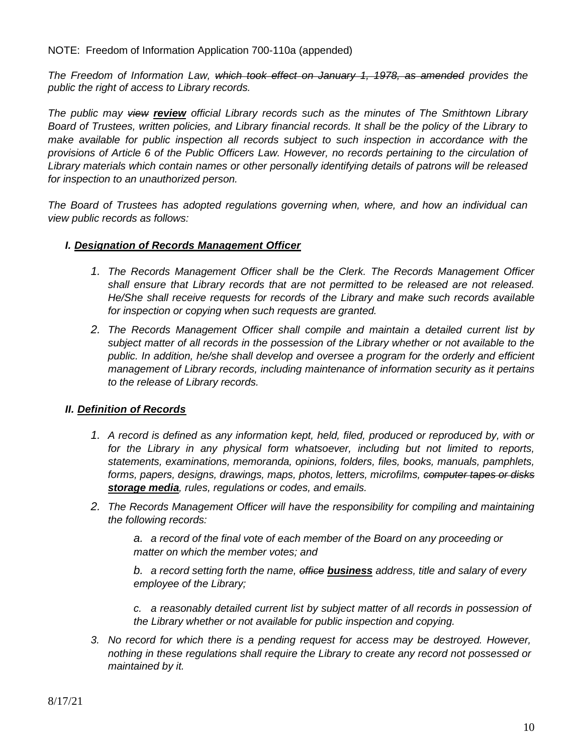NOTE: Freedom of Information Application 700-110a (appended)

*The Freedom of Information Law, ~~which took effect on January 1, 1978, as amended~~ provides the public the right of access to Library records.*

*The public may ~~view~~ **review** official Library records such as the minutes of The Smithtown Library Board of Trustees, written policies, and Library financial records. It shall be the policy of the Library to make available for public inspection all records subject to such inspection in accordance with the provisions of Article 6 of the Public Officers Law. However, no records pertaining to the circulation of Library materials which contain names or other personally identifying details of patrons will be released for inspection to an unauthorized person.*

*The Board of Trustees has adopted regulations governing when, where, and how an individual can view public records as follows:*

### *I. Designation of Records Management Officer*

1. *The Records Management Officer shall be the Clerk. The Records Management Officer shall ensure that Library records that are not permitted to be released are not released. He/She shall receive requests for records of the Library and make such records available for inspection or copying when such requests are granted.*
2. *The Records Management Officer shall compile and maintain a detailed current list by subject matter of all records in the possession of the Library whether or not available to the public. In addition, he/she shall develop and oversee a program for the orderly and efficient management of Library records, including maintenance of information security as it pertains to the release of Library records.*

### *II. Definition of Records*

1. *A record is defined as any information kept, held, filed, produced or reproduced by, with or for the Library in any physical form whatsoever, including but not limited to reports, statements, examinations, memoranda, opinions, folders, files, books, manuals, pamphlets, forms, papers, designs, drawings, maps, photos, letters, microfilms, ~~computer tapes or disks~~ **storage media**, rules, regulations or codes, and emails.*
2. *The Records Management Officer will have the responsibility for compiling and maintaining the following records:*

   a. *a record of the final vote of each member of the Board on any proceeding or matter on which the member votes; and*

   b. *a record setting forth the name, ~~office~~ **business** address, title and salary of every employee of the Library;*

   c. *a reasonably detailed current list by subject matter of all records in possession of the Library whether or not available for public inspection and copying.*
3. *No record for which there is a pending request for access may be destroyed. However, nothing in these regulations shall require the Library to create any record not possessed or maintained by it.*

8/17/21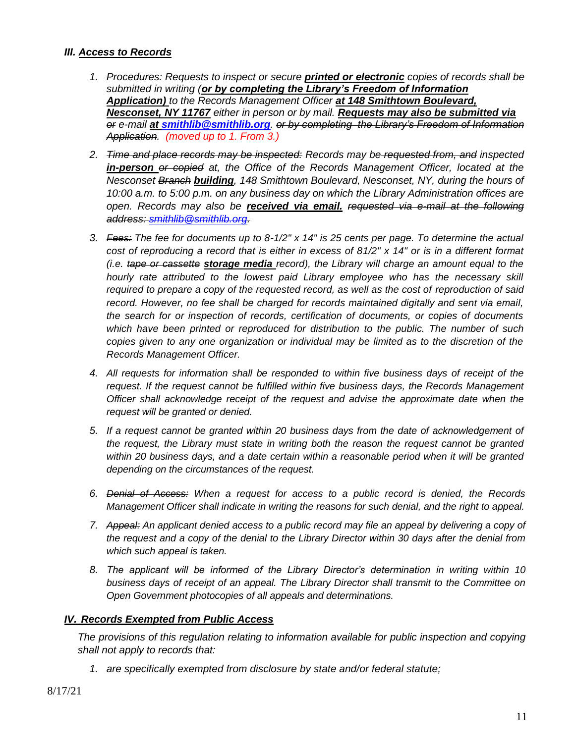### *III. Access to Records*

1. *~~Procedures:~~ Requests to inspect or secure **printed or electronic** copies of records shall be submitted in writing (**or by completing the Library's Freedom of Information Application)** to the Records Management Officer **at 148 Smithtown Boulevard, Nesconset, NY 11767** either in person or by mail. **Requests may also be submitted via** ~~or~~ e-mail **at smithlib@smithlib.org**. ~~or by completing the Library's Freedom of Information Application~~. (moved up to 1. From 3.)*
2. *~~Time and place records may be inspected:~~ Records may be ~~requested from, and~~ inspected **in-person** ~~or copied~~ at, the Office of the Records Management Officer, located at the Nesconset ~~Branch~~ **building**, 148 Smithtown Boulevard, Nesconset, NY, during the hours of 10:00 a.m. to 5:00 p.m. on any business day on which the Library Administration offices are open. Records may also be **received via email.** ~~requested via e-mail at the following address: smithlib@smithlib.org.~~*
3. *~~Fees:~~ The fee for documents up to 8-1/2" x 14" is 25 cents per page. To determine the actual cost of reproducing a record that is either in excess of 81/2" x 14" or is in a different format (i.e. ~~tape or cassette~~ **storage media** record), the Library will charge an amount equal to the hourly rate attributed to the lowest paid Library employee who has the necessary skill required to prepare a copy of the requested record, as well as the cost of reproduction of said record. However, no fee shall be charged for records maintained digitally and sent via email, the search for or inspection of records, certification of documents, or copies of documents which have been printed or reproduced for distribution to the public. The number of such copies given to any one organization or individual may be limited as to the discretion of the Records Management Officer.*
4. *All requests for information shall be responded to within five business days of receipt of the request. If the request cannot be fulfilled within five business days, the Records Management Officer shall acknowledge receipt of the request and advise the approximate date when the request will be granted or denied.*
5. *If a request cannot be granted within 20 business days from the date of acknowledgement of the request, the Library must state in writing both the reason the request cannot be granted within 20 business days, and a date certain within a reasonable period when it will be granted depending on the circumstances of the request.*
6. *~~Denial of Access:~~ When a request for access to a public record is denied, the Records Management Officer shall indicate in writing the reasons for such denial, and the right to appeal.*
7. *~~Appeal:~~ An applicant denied access to a public record may file an appeal by delivering a copy of the request and a copy of the denial to the Library Director within 30 days after the denial from which such appeal is taken.*
8. *The applicant will be informed of the Library Director's determination in writing within 10 business days of receipt of an appeal. The Library Director shall transmit to the Committee on Open Government photocopies of all appeals and determinations.*

### *IV. Records Exempted from Public Access*

*The provisions of this regulation relating to information available for public inspection and copying shall not apply to records that:*

1. *are specifically exempted from disclosure by state and/or federal statute;*

8/17/21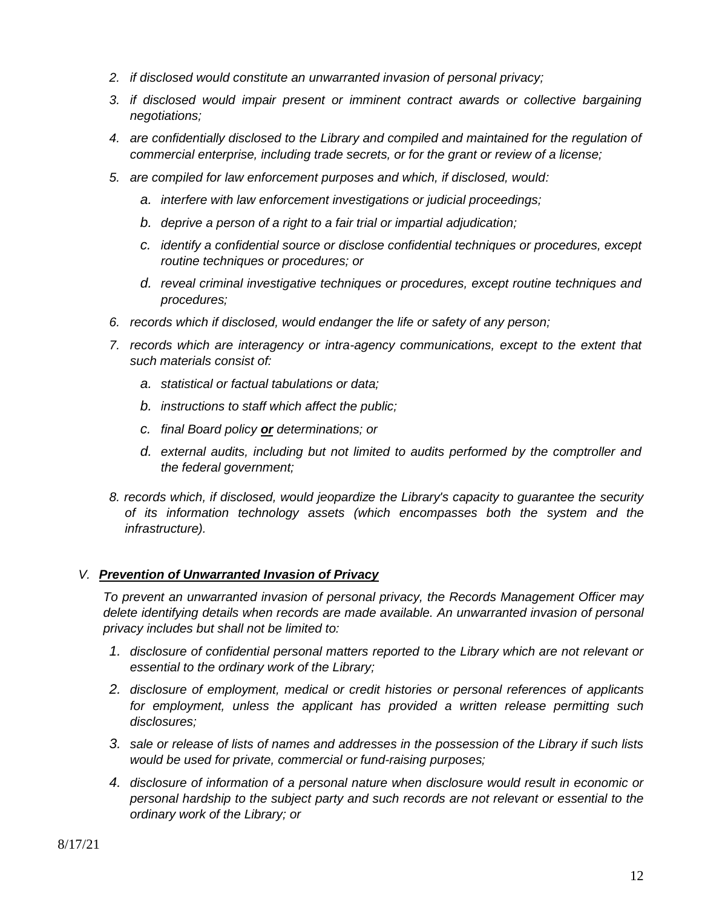2. *if disclosed would constitute an unwarranted invasion of personal privacy;*
3. *if disclosed would impair present or imminent contract awards or collective bargaining negotiations;*
4. *are confidentially disclosed to the Library and compiled and maintained for the regulation of commercial enterprise, including trade secrets, or for the grant or review of a license;*
5. *are compiled for law enforcement purposes and which, if disclosed, would:*
    a. *interfere with law enforcement investigations or judicial proceedings;*
    b. *deprive a person of a right to a fair trial or impartial adjudication;*
    c. *identify a confidential source or disclose confidential techniques or procedures, except routine techniques or procedures; or*
    d. *reveal criminal investigative techniques or procedures, except routine techniques and procedures;*
6. *records which if disclosed, would endanger the life or safety of any person;*
7. *records which are interagency or intra-agency communications, except to the extent that such materials consist of:*
    a. *statistical or factual tabulations or data;*
    b. *instructions to staff which affect the public;*
    c. *final Board policy **or** determinations; or*
    d. *external audits, including but not limited to audits performed by the comptroller and the federal government;*
8. *records which, if disclosed, would jeopardize the Library's capacity to guarantee the security of its information technology assets (which encompasses both the system and the infrastructure).*

## V. ***Prevention of Unwarranted Invasion of Privacy***

*To prevent an unwarranted invasion of personal privacy, the Records Management Officer may delete identifying details when records are made available. An unwarranted invasion of personal privacy includes but shall not be limited to:*

1. *disclosure of confidential personal matters reported to the Library which are not relevant or essential to the ordinary work of the Library;*
2. *disclosure of employment, medical or credit histories or personal references of applicants for employment, unless the applicant has provided a written release permitting such disclosures;*
3. *sale or release of lists of names and addresses in the possession of the Library if such lists would be used for private, commercial or fund-raising purposes;*
4. *disclosure of information of a personal nature when disclosure would result in economic or personal hardship to the subject party and such records are not relevant or essential to the ordinary work of the Library; or*

8/17/21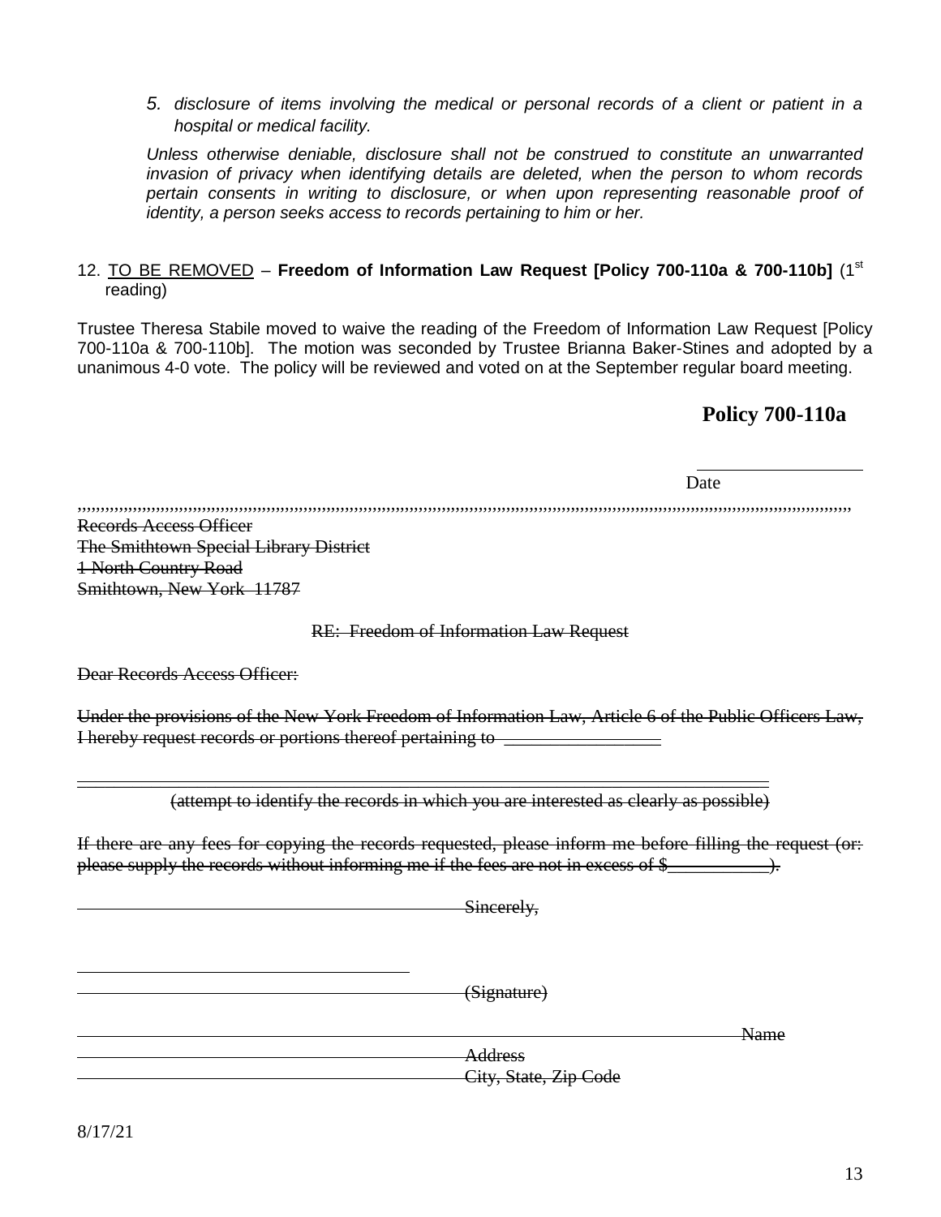*5. disclosure of items involving the medical or personal records of a client or patient in a hospital or medical facility.*

*Unless otherwise deniable, disclosure shall not be construed to constitute an unwarranted invasion of privacy when identifying details are deleted, when the person to whom records pertain consents in writing to disclosure, or when upon representing reasonable proof of identity, a person seeks access to records pertaining to him or her.*

12. <u>TO BE REMOVED</u> – **Freedom of Information Law Request [Policy 700-110a & 700-110b]** (1st reading)

Trustee Theresa Stabile moved to waive the reading of the Freedom of Information Law Request [Policy 700-110a & 700-110b]. The motion was seconded by Trustee Brianna Baker-Stines and adopted by a unanimous 4-0 vote. The policy will be reviewed and voted on at the September regular board meeting.

**Policy 700-110a**

\_\_\_\_\_\_\_\_\_\_\_\_\_\_\_\_\_\_
Date

~~Records Access Officer~~
~~The Smithtown Special Library District~~
~~1 North Country Road~~
~~Smithtown, New York 11787~~

~~RE: Freedom of Information Law Request~~

~~Dear Records Access Officer:~~

~~Under the provisions of the New York Freedom of Information Law, Article 6 of the Public Officers Law, I hereby request records or portions thereof pertaining to \_\_\_\_\_\_\_\_\_\_\_\_\_\_\_\_~~

~~\_\_\_\_\_\_\_\_\_\_\_\_\_\_\_\_\_\_\_\_\_\_\_\_\_\_\_\_\_\_\_\_\_\_\_\_\_\_\_\_\_\_\_\_\_\_\_\_\_\_\_\_\_\_\_\_\_\_\_\_\_\_\_\_\_\_\_\_\_\_~~
~~(attempt to identify the records in which you are interested as clearly as possible)~~

~~If there are any fees for copying the records requested, please inform me before filling the request (or: please supply the records without informing me if the fees are not in excess of $\_\_\_\_\_\_\_\_\_\_).~~

~~Sincerely,~~

~~(Signature)~~

~~Name~~

~~Address~~

~~City, State, Zip Code~~

8/17/21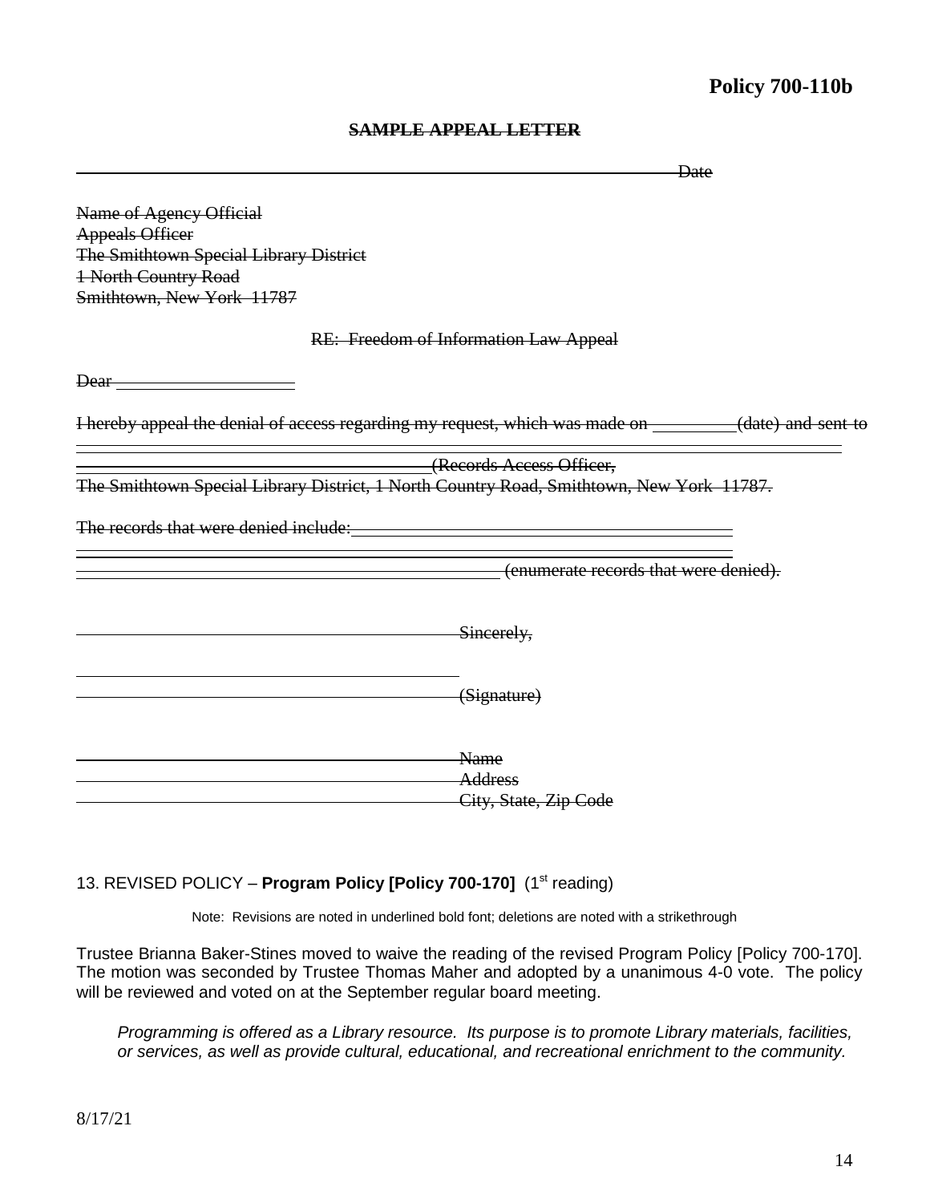**Policy 700-110b**

~~**SAMPLE APPEAL LETTER**~~

\_\_\_\_\_\_\_\_\_\_\_\_\_\_\_\_\_\_\_\_\_\_\_\_\_\_\_\_\_\_\_\_\_\_\_\_\_\_\_\_\_\_\_\_ ~~Date~~

~~Name of Agency Official~~
~~Appeals Officer~~
~~The Smithtown Special Library District~~
~~1 North Country Road~~
~~Smithtown, New York 11787~~

~~RE: Freedom of Information Law Appeal~~

~~Dear~~ \_\_\_\_\_\_\_\_\_\_\_\_\_\_\_\_\_\_\_\_

~~I hereby appeal the denial of access regarding my request, which was made on~~ \_\_\_\_\_\_\_\_\_ ~~(date) and sent to~~
\_\_\_\_\_\_\_\_\_\_\_\_\_\_\_\_\_\_\_\_\_\_\_\_\_\_\_\_\_\_\_\_\_\_\_\_\_\_\_\_\_\_\_\_\_\_\_\_\_\_\_\_\_\_\_\_\_\_\_\_\_\_\_\_\_\_\_\_\_\_
\_\_\_\_\_\_\_\_\_\_\_\_\_\_\_\_\_\_\_\_\_\_\_\_\_\_\_\_\_\_\_\_\_\_\_\_ ~~(Records Access Officer,~~
~~The Smithtown Special Library District, 1 North Country Road, Smithtown, New York 11787.~~

~~The records that were denied include:~~ \_\_\_\_\_\_\_\_\_\_\_\_\_\_\_\_\_\_\_\_\_\_\_\_\_\_\_\_\_\_\_\_\_\_\_\_\_\_\_\_
\_\_\_\_\_\_\_\_\_\_\_\_\_\_\_\_\_\_\_\_\_\_\_\_\_\_\_\_\_\_\_\_\_\_\_\_\_\_\_\_\_\_\_\_\_\_\_\_\_\_\_\_\_\_\_\_\_\_\_\_\_\_\_\_\_\_\_\_\_\_
\_\_\_\_\_\_\_\_\_\_\_\_\_\_\_\_\_\_\_\_\_\_\_\_\_\_\_\_\_\_\_\_\_\_\_\_\_\_\_\_\_\_\_\_\_\_ ~~(enumerate records that were denied).~~

\_\_\_\_\_\_\_\_\_\_\_\_\_\_\_\_\_\_\_\_\_\_\_\_\_\_\_\_\_\_\_\_\_\_\_\_\_\_\_\_\_\_ ~~Sincerely,~~

\_\_\_\_\_\_\_\_\_\_\_\_\_\_\_\_\_\_\_\_\_\_\_\_\_\_\_\_\_\_\_\_\_\_\_\_\_\_\_\_\_\_
\_\_\_\_\_\_\_\_\_\_\_\_\_\_\_\_\_\_\_\_\_\_\_\_\_\_\_\_\_\_\_\_\_\_\_\_\_\_\_\_\_\_ ~~(Signature)~~

\_\_\_\_\_\_\_\_\_\_\_\_\_\_\_\_\_\_\_\_\_\_\_\_\_\_\_\_\_\_\_\_\_\_\_\_\_\_\_\_\_\_ ~~Name~~
\_\_\_\_\_\_\_\_\_\_\_\_\_\_\_\_\_\_\_\_\_\_\_\_\_\_\_\_\_\_\_\_\_\_\_\_\_\_\_\_\_\_ ~~Address~~
\_\_\_\_\_\_\_\_\_\_\_\_\_\_\_\_\_\_\_\_\_\_\_\_\_\_\_\_\_\_\_\_\_\_\_\_\_\_\_\_\_\_ ~~City, State, Zip Code~~

13. REVISED POLICY – **Program Policy [Policy 700-170]** (1st reading)

Note: Revisions are noted in underlined bold font; deletions are noted with a strikethrough

Trustee Brianna Baker-Stines moved to waive the reading of the revised Program Policy [Policy 700-170]. The motion was seconded by Trustee Thomas Maher and adopted by a unanimous 4-0 vote. The policy will be reviewed and voted on at the September regular board meeting.

*Programming is offered as a Library resource. Its purpose is to promote Library materials, facilities, or services, as well as provide cultural, educational, and recreational enrichment to the community.*

8/17/21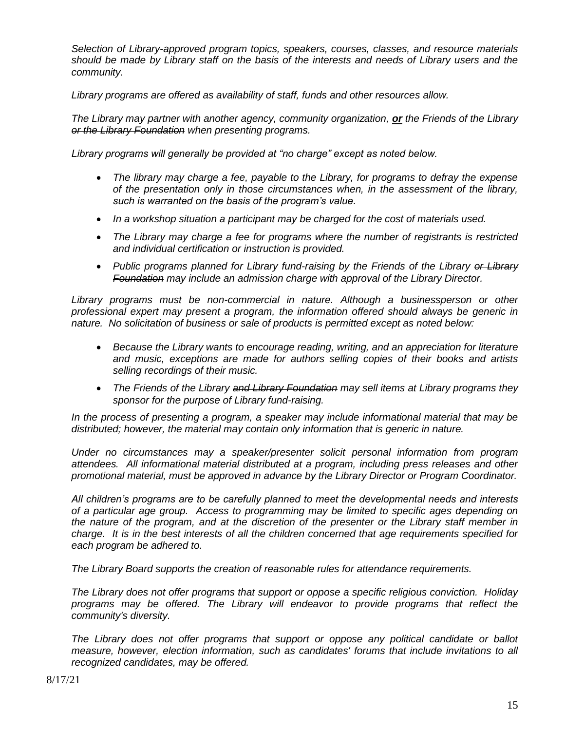*Selection of Library-approved program topics, speakers, courses, classes, and resource materials should be made by Library staff on the basis of the interests and needs of Library users and the community.*

*Library programs are offered as availability of staff, funds and other resources allow.*

*The Library may partner with another agency, community organization, **or** the Friends of the Library ~~or the Library Foundation~~ when presenting programs.*

*Library programs will generally be provided at "no charge" except as noted below.*

- *The library may charge a fee, payable to the Library, for programs to defray the expense of the presentation only in those circumstances when, in the assessment of the library, such is warranted on the basis of the program's value.*
- *In a workshop situation a participant may be charged for the cost of materials used.*
- *The Library may charge a fee for programs where the number of registrants is restricted and individual certification or instruction is provided.*
- *Public programs planned for Library fund-raising by the Friends of the Library ~~or Library Foundation~~ may include an admission charge with approval of the Library Director.*

*Library programs must be non-commercial in nature. Although a businessperson or other professional expert may present a program, the information offered should always be generic in nature. No solicitation of business or sale of products is permitted except as noted below:*

- *Because the Library wants to encourage reading, writing, and an appreciation for literature and music, exceptions are made for authors selling copies of their books and artists selling recordings of their music.*
- *The Friends of the Library ~~and Library Foundation~~ may sell items at Library programs they sponsor for the purpose of Library fund-raising.*

*In the process of presenting a program, a speaker may include informational material that may be distributed; however, the material may contain only information that is generic in nature.*

*Under no circumstances may a speaker/presenter solicit personal information from program attendees. All informational material distributed at a program, including press releases and other promotional material, must be approved in advance by the Library Director or Program Coordinator.*

*All children's programs are to be carefully planned to meet the developmental needs and interests of a particular age group. Access to programming may be limited to specific ages depending on the nature of the program, and at the discretion of the presenter or the Library staff member in charge. It is in the best interests of all the children concerned that age requirements specified for each program be adhered to.*

*The Library Board supports the creation of reasonable rules for attendance requirements.*

*The Library does not offer programs that support or oppose a specific religious conviction. Holiday programs may be offered. The Library will endeavor to provide programs that reflect the community's diversity.*

*The Library does not offer programs that support or oppose any political candidate or ballot measure, however, election information, such as candidates' forums that include invitations to all recognized candidates, may be offered.*

8/17/21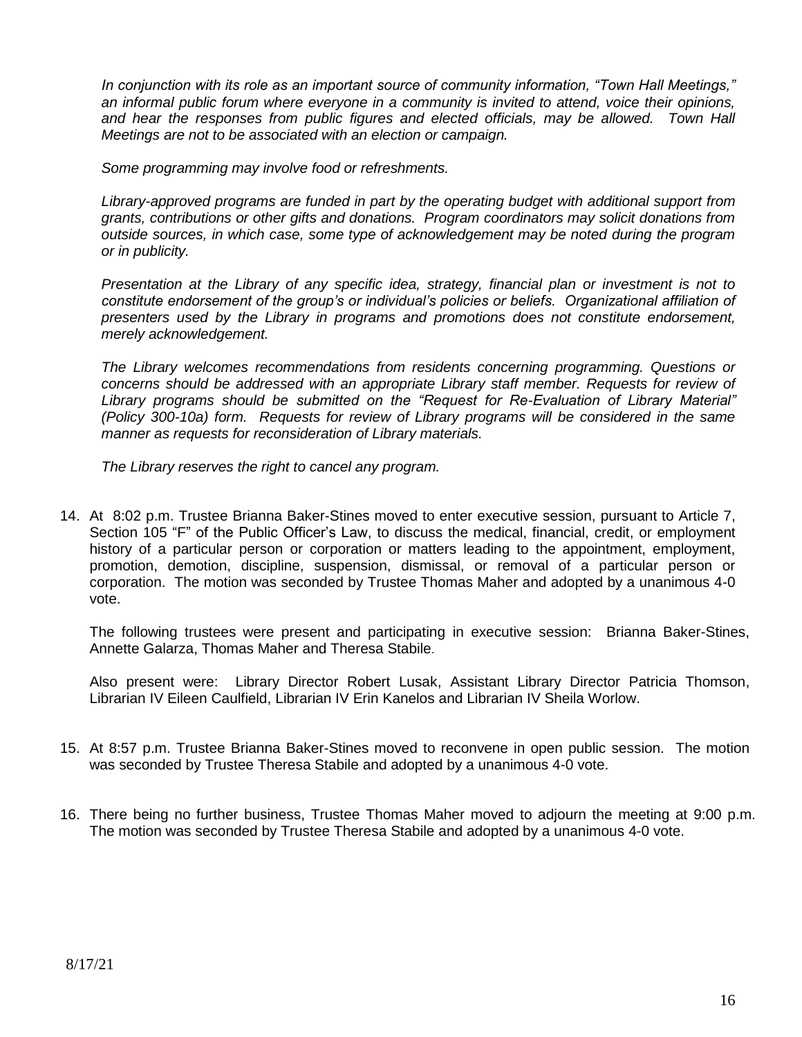*In conjunction with its role as an important source of community information, "Town Hall Meetings," an informal public forum where everyone in a community is invited to attend, voice their opinions, and hear the responses from public figures and elected officials, may be allowed. Town Hall Meetings are not to be associated with an election or campaign.*

*Some programming may involve food or refreshments.*

*Library-approved programs are funded in part by the operating budget with additional support from grants, contributions or other gifts and donations. Program coordinators may solicit donations from outside sources, in which case, some type of acknowledgement may be noted during the program or in publicity.*

*Presentation at the Library of any specific idea, strategy, financial plan or investment is not to constitute endorsement of the group's or individual's policies or beliefs. Organizational affiliation of presenters used by the Library in programs and promotions does not constitute endorsement, merely acknowledgement.*

*The Library welcomes recommendations from residents concerning programming. Questions or concerns should be addressed with an appropriate Library staff member. Requests for review of Library programs should be submitted on the "Request for Re-Evaluation of Library Material" (Policy 300-10a) form. Requests for review of Library programs will be considered in the same manner as requests for reconsideration of Library materials.*

*The Library reserves the right to cancel any program.*

14. At 8:02 p.m. Trustee Brianna Baker-Stines moved to enter executive session, pursuant to Article 7, Section 105 "F" of the Public Officer's Law, to discuss the medical, financial, credit, or employment history of a particular person or corporation or matters leading to the appointment, employment, promotion, demotion, discipline, suspension, dismissal, or removal of a particular person or corporation. The motion was seconded by Trustee Thomas Maher and adopted by a unanimous 4-0 vote.

    The following trustees were present and participating in executive session: Brianna Baker-Stines, Annette Galarza, Thomas Maher and Theresa Stabile.

    Also present were: Library Director Robert Lusak, Assistant Library Director Patricia Thomson, Librarian IV Eileen Caulfield, Librarian IV Erin Kanelos and Librarian IV Sheila Worlow.

15. At 8:57 p.m. Trustee Brianna Baker-Stines moved to reconvene in open public session. The motion was seconded by Trustee Theresa Stabile and adopted by a unanimous 4-0 vote.

16. There being no further business, Trustee Thomas Maher moved to adjourn the meeting at 9:00 p.m. The motion was seconded by Trustee Theresa Stabile and adopted by a unanimous 4-0 vote.

8/17/21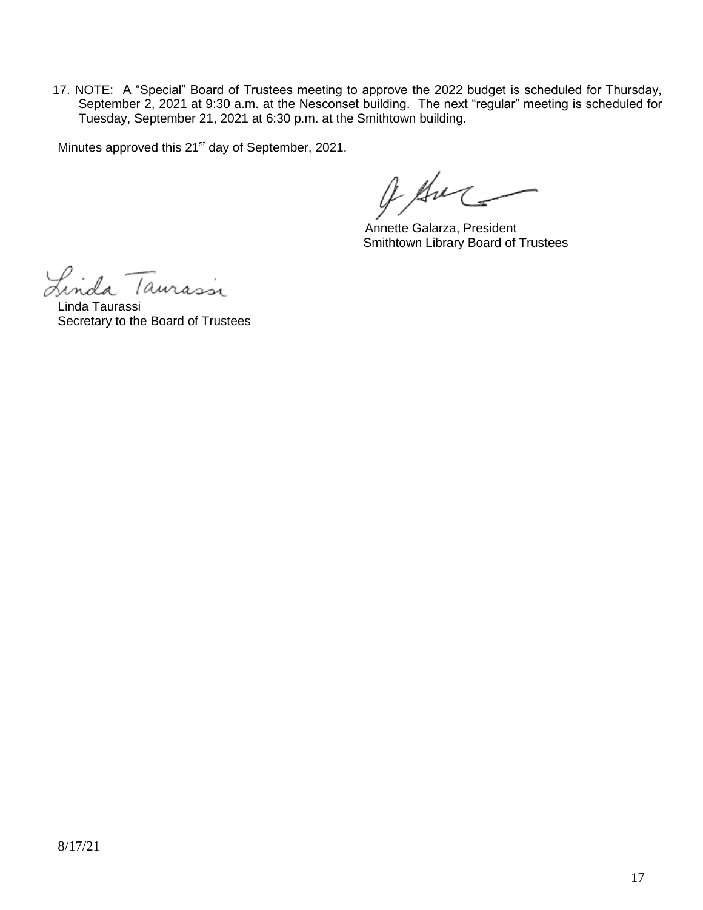17. NOTE: A "Special" Board of Trustees meeting to approve the 2022 budget is scheduled for Thursday, September 2, 2021 at 9:30 a.m. at the Nesconset building. The next "regular" meeting is scheduled for Tuesday, September 21, 2021 at 6:30 p.m. at the Smithtown building.

Minutes approved this 21st day of September, 2021.

Annette Galarza, President
Smithtown Library Board of Trustees

Linda Taurassi
Secretary to the Board of Trustees

8/17/21